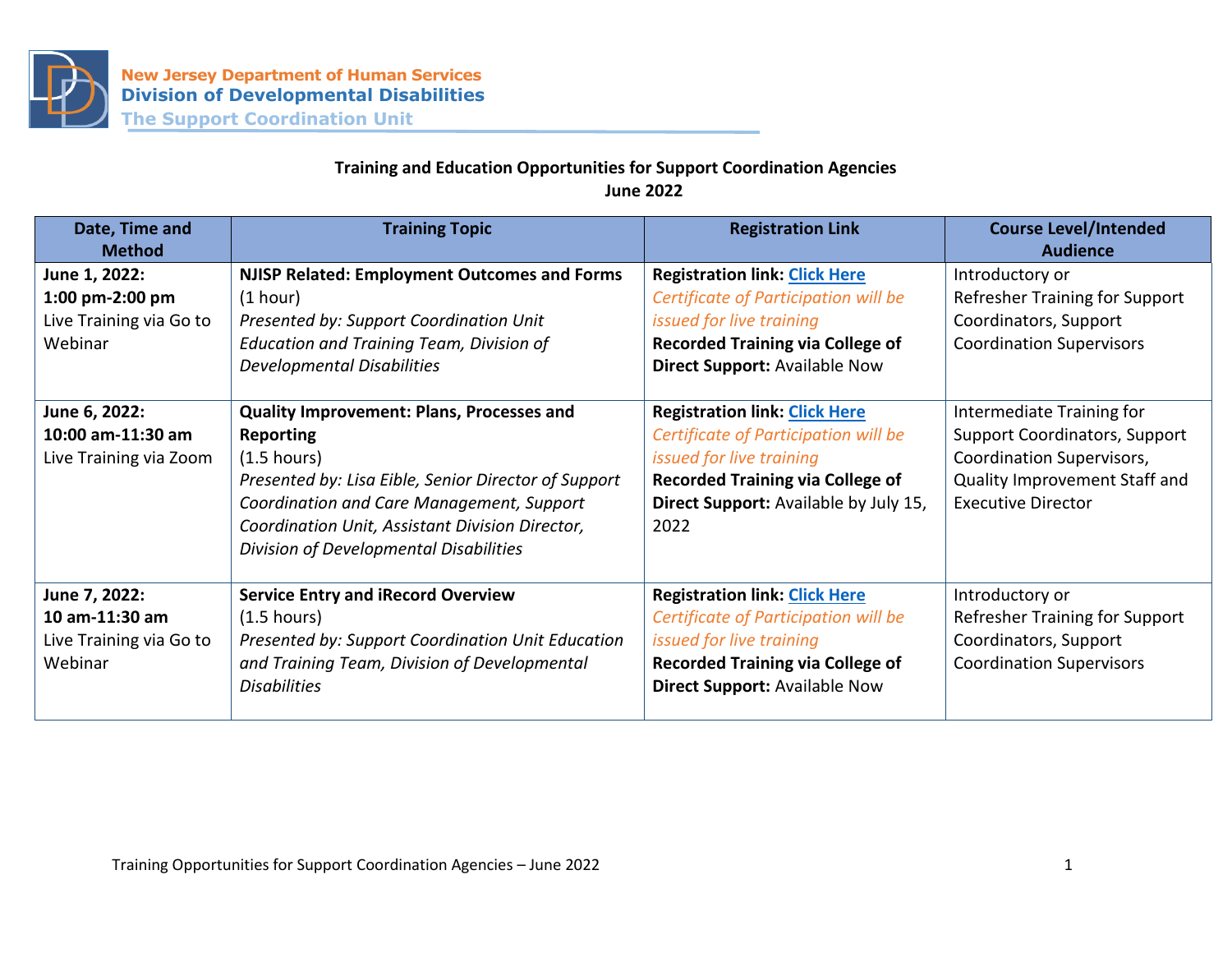New Jersey Department of Human Services
**Division of Developmental Disabilities**
The Support Coordination Unit

## Training and Education Opportunities for Support Coordination Agencies
## June 2022

| Date, Time and Method | Training Topic | Registration Link | Course Level/Intended Audience |
|---|---|---|---|
| **June 1, 2022:** **1:00 pm-2:00 pm** Live Training via Go to Webinar | **NJISP Related: Employment Outcomes and Forms** (1 hour) *Presented by: Support Coordination Unit Education and Training Team, Division of Developmental Disabilities* | **Registration link: Click Here** *Certificate of Participation will be issued for live training* **Recorded Training via College of Direct Support:** Available Now | Introductory or Refresher Training for Support Coordinators, Support Coordination Supervisors |
| **June 6, 2022:** **10:00 am-11:30 am** Live Training via Zoom | **Quality Improvement: Plans, Processes and Reporting** (1.5 hours) *Presented by: Lisa Eible, Senior Director of Support Coordination and Care Management, Support Coordination Unit, Assistant Division Director, Division of Developmental Disabilities* | **Registration link: Click Here** *Certificate of Participation will be issued for live training* **Recorded Training via College of Direct Support:** Available by July 15, 2022 | Intermediate Training for Support Coordinators, Support Coordination Supervisors, Quality Improvement Staff and Executive Director |
| **June 7, 2022:** **10 am-11:30 am** Live Training via Go to Webinar | **Service Entry and iRecord Overview** (1.5 hours) *Presented by: Support Coordination Unit Education and Training Team, Division of Developmental Disabilities* | **Registration link: Click Here** *Certificate of Participation will be issued for live training* **Recorded Training via College of Direct Support:** Available Now | Introductory or Refresher Training for Support Coordinators, Support Coordination Supervisors |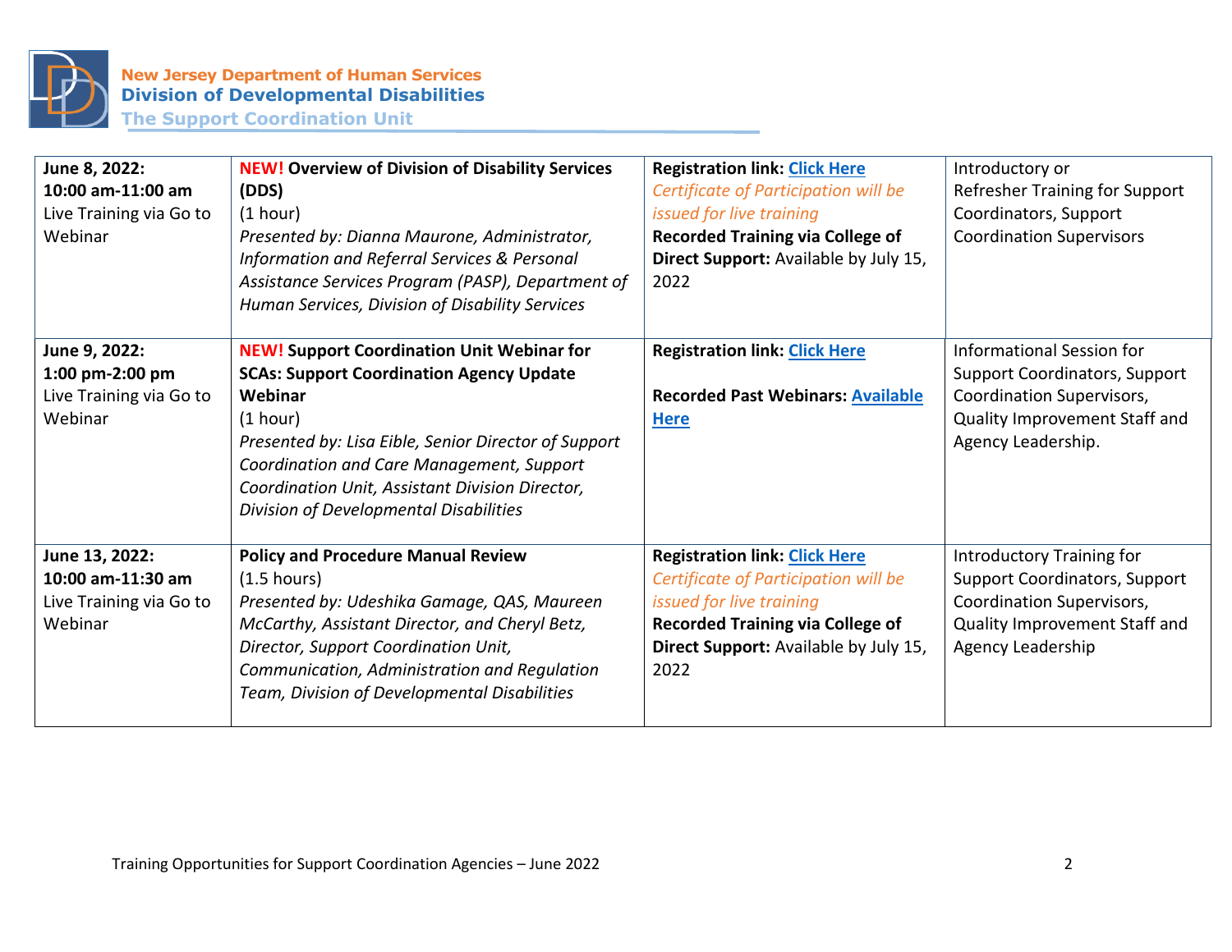**New Jersey Department of Human Services**
**Division of Developmental Disabilities**
**The Support Coordination Unit**

| | | | |
|---|---|---|---|
| **June 8, 2022: 10:00 am-11:00 am** Live Training via Go to Webinar | **NEW! Overview of Division of Disability Services (DDS)** (1 hour) *Presented by: Dianna Maurone, Administrator, Information and Referral Services & Personal Assistance Services Program (PASP), Department of Human Services, Division of Disability Services* | **Registration link: Click Here** *Certificate of Participation will be issued for live training* **Recorded Training via College of Direct Support:** Available by July 15, 2022 | Introductory or Refresher Training for Support Coordinators, Support Coordination Supervisors |
| **June 9, 2022: 1:00 pm-2:00 pm** Live Training via Go to Webinar | **NEW! Support Coordination Unit Webinar for SCAs: Support Coordination Agency Update Webinar** (1 hour) *Presented by: Lisa Eible, Senior Director of Support Coordination and Care Management, Support Coordination Unit, Assistant Division Director, Division of Developmental Disabilities* | **Registration link: Click Here** **Recorded Past Webinars: Available Here** | Informational Session for Support Coordinators, Support Coordination Supervisors, Quality Improvement Staff and Agency Leadership. |
| **June 13, 2022: 10:00 am-11:30 am** Live Training via Go to Webinar | **Policy and Procedure Manual Review** (1.5 hours) *Presented by: Udeshika Gamage, QAS, Maureen McCarthy, Assistant Director, and Cheryl Betz, Director, Support Coordination Unit, Communication, Administration and Regulation Team, Division of Developmental Disabilities* | **Registration link: Click Here** *Certificate of Participation will be issued for live training* **Recorded Training via College of Direct Support:** Available by July 15, 2022 | Introductory Training for Support Coordinators, Support Coordination Supervisors, Quality Improvement Staff and Agency Leadership |

Training Opportunities for Support Coordination Agencies – June 2022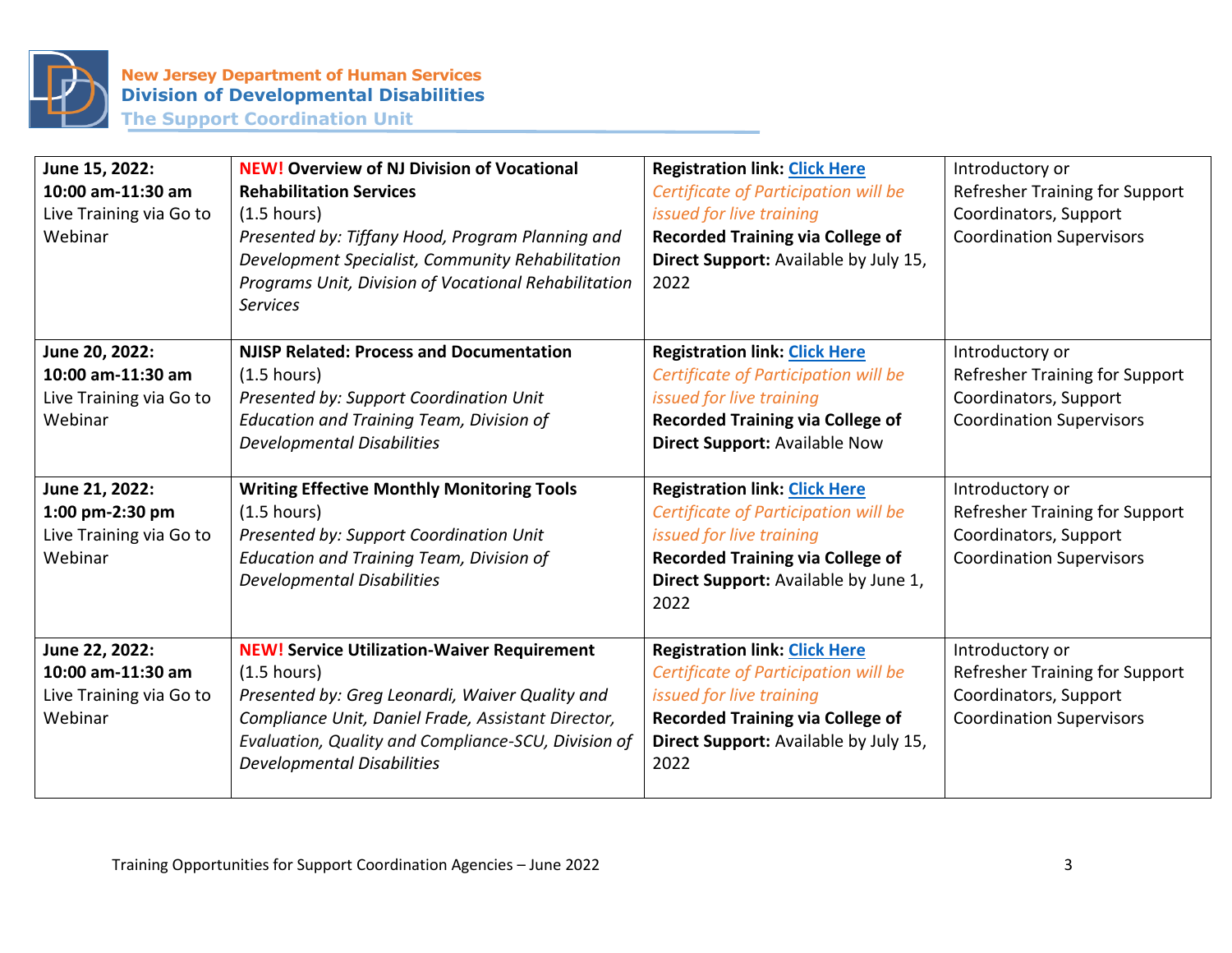| | | | |
|---|---|---|---|
| **June 15, 2022: 10:00 am-11:30 am** Live Training via Go to Webinar | **NEW! Overview of NJ Division of Vocational Rehabilitation Services** (1.5 hours) *Presented by: Tiffany Hood, Program Planning and Development Specialist, Community Rehabilitation Programs Unit, Division of Vocational Rehabilitation Services* | **Registration link: Click Here** *Certificate of Participation will be issued for live training* **Recorded Training via College of Direct Support:** Available by July 15, 2022 | Introductory or Refresher Training for Support Coordinators, Support Coordination Supervisors |
| **June 20, 2022: 10:00 am-11:30 am** Live Training via Go to Webinar | **NJISP Related: Process and Documentation** (1.5 hours) *Presented by: Support Coordination Unit Education and Training Team, Division of Developmental Disabilities* | **Registration link: Click Here** *Certificate of Participation will be issued for live training* **Recorded Training via College of Direct Support:** Available Now | Introductory or Refresher Training for Support Coordinators, Support Coordination Supervisors |
| **June 21, 2022: 1:00 pm-2:30 pm** Live Training via Go to Webinar | **Writing Effective Monthly Monitoring Tools** (1.5 hours) *Presented by: Support Coordination Unit Education and Training Team, Division of Developmental Disabilities* | **Registration link: Click Here** *Certificate of Participation will be issued for live training* **Recorded Training via College of Direct Support:** Available by June 1, 2022 | Introductory or Refresher Training for Support Coordinators, Support Coordination Supervisors |
| **June 22, 2022: 10:00 am-11:30 am** Live Training via Go to Webinar | **NEW! Service Utilization-Waiver Requirement** (1.5 hours) *Presented by: Greg Leonardi, Waiver Quality and Compliance Unit, Daniel Frade, Assistant Director, Evaluation, Quality and Compliance-SCU, Division of Developmental Disabilities* | **Registration link: Click Here** *Certificate of Participation will be issued for live training* **Recorded Training via College of Direct Support:** Available by July 15, 2022 | Introductory or Refresher Training for Support Coordinators, Support Coordination Supervisors |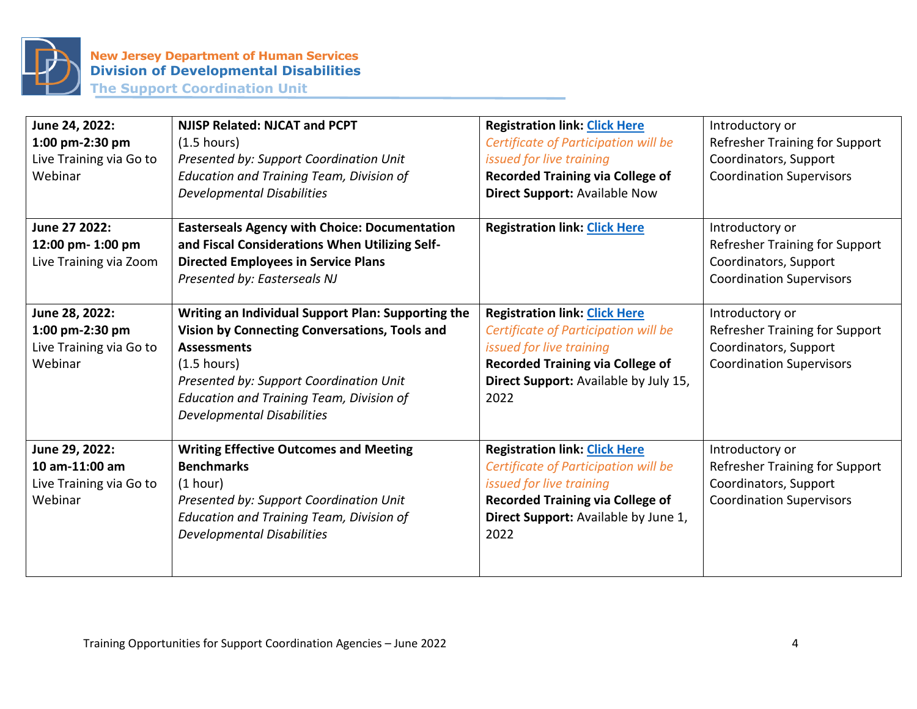**New Jersey Department of Human Services**
**Division of Developmental Disabilities**
**The Support Coordination Unit**

| | | | |
|---|---|---|---|
| **June 24, 2022:**<br>**1:00 pm-2:30 pm**<br>Live Training via Go to Webinar | **NJISP Related: NJCAT and PCPT**<br>(1.5 hours)<br>*Presented by: Support Coordination Unit Education and Training Team, Division of Developmental Disabilities* | **Registration link:** Click Here<br>*Certificate of Participation will be issued for live training*<br>**Recorded Training via College of Direct Support:** Available Now | Introductory or Refresher Training for Support Coordinators, Support Coordination Supervisors |
| **June 27 2022:**<br>**12:00 pm- 1:00 pm**<br>Live Training via Zoom | **Easterseals Agency with Choice: Documentation and Fiscal Considerations When Utilizing Self-Directed Employees in Service Plans**<br>*Presented by: Easterseals NJ* | **Registration link:** Click Here | Introductory or Refresher Training for Support Coordinators, Support Coordination Supervisors |
| **June 28, 2022:**<br>**1:00 pm-2:30 pm**<br>Live Training via Go to Webinar | **Writing an Individual Support Plan: Supporting the Vision by Connecting Conversations, Tools and Assessments**<br>(1.5 hours)<br>*Presented by: Support Coordination Unit Education and Training Team, Division of Developmental Disabilities* | **Registration link:** Click Here<br>*Certificate of Participation will be issued for live training*<br>**Recorded Training via College of Direct Support:** Available by July 15, 2022 | Introductory or Refresher Training for Support Coordinators, Support Coordination Supervisors |
| **June 29, 2022:**<br>**10 am-11:00 am**<br>Live Training via Go to Webinar | **Writing Effective Outcomes and Meeting Benchmarks**<br>(1 hour)<br>*Presented by: Support Coordination Unit Education and Training Team, Division of Developmental Disabilities* | **Registration link:** Click Here<br>*Certificate of Participation will be issued for live training*<br>**Recorded Training via College of Direct Support:** Available by June 1, 2022 | Introductory or Refresher Training for Support Coordinators, Support Coordination Supervisors |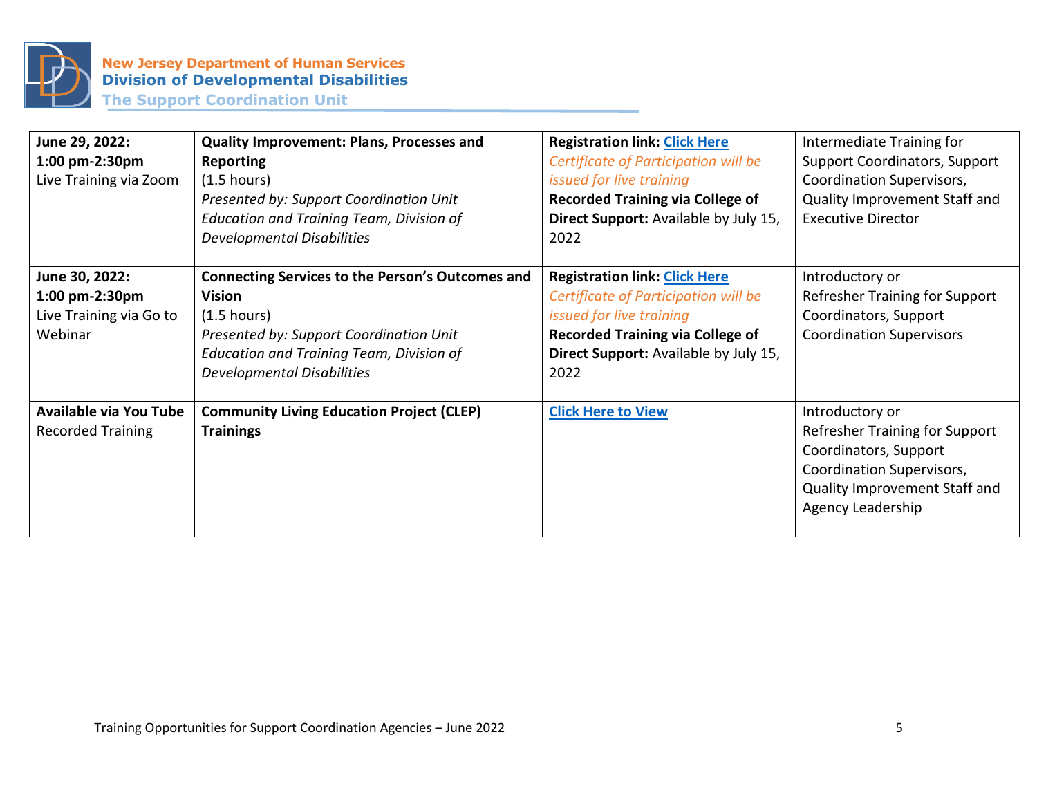| June 29, 2022: **1:00 pm-2:30pm** Live Training via Zoom | **Quality Improvement: Plans, Processes and Reporting** (1.5 hours) *Presented by: Support Coordination Unit Education and Training Team, Division of Developmental Disabilities* | **Registration link: Click Here** *Certificate of Participation will be issued for live training* **Recorded Training via College of Direct Support:** Available by July 15, 2022 | Intermediate Training for Support Coordinators, Support Coordination Supervisors, Quality Improvement Staff and Executive Director |
|---|---|---|---|
| **June 30, 2022: 1:00 pm-2:30pm** Live Training via Go to Webinar | **Connecting Services to the Person's Outcomes and Vision** (1.5 hours) *Presented by: Support Coordination Unit Education and Training Team, Division of Developmental Disabilities* | **Registration link: Click Here** *Certificate of Participation will be issued for live training* **Recorded Training via College of Direct Support:** Available by July 15, 2022 | Introductory or Refresher Training for Support Coordinators, Support Coordination Supervisors |
| **Available via You Tube** Recorded Training | **Community Living Education Project (CLEP) Trainings** | **Click Here to View** | Introductory or Refresher Training for Support Coordinators, Support Coordination Supervisors, Quality Improvement Staff and Agency Leadership |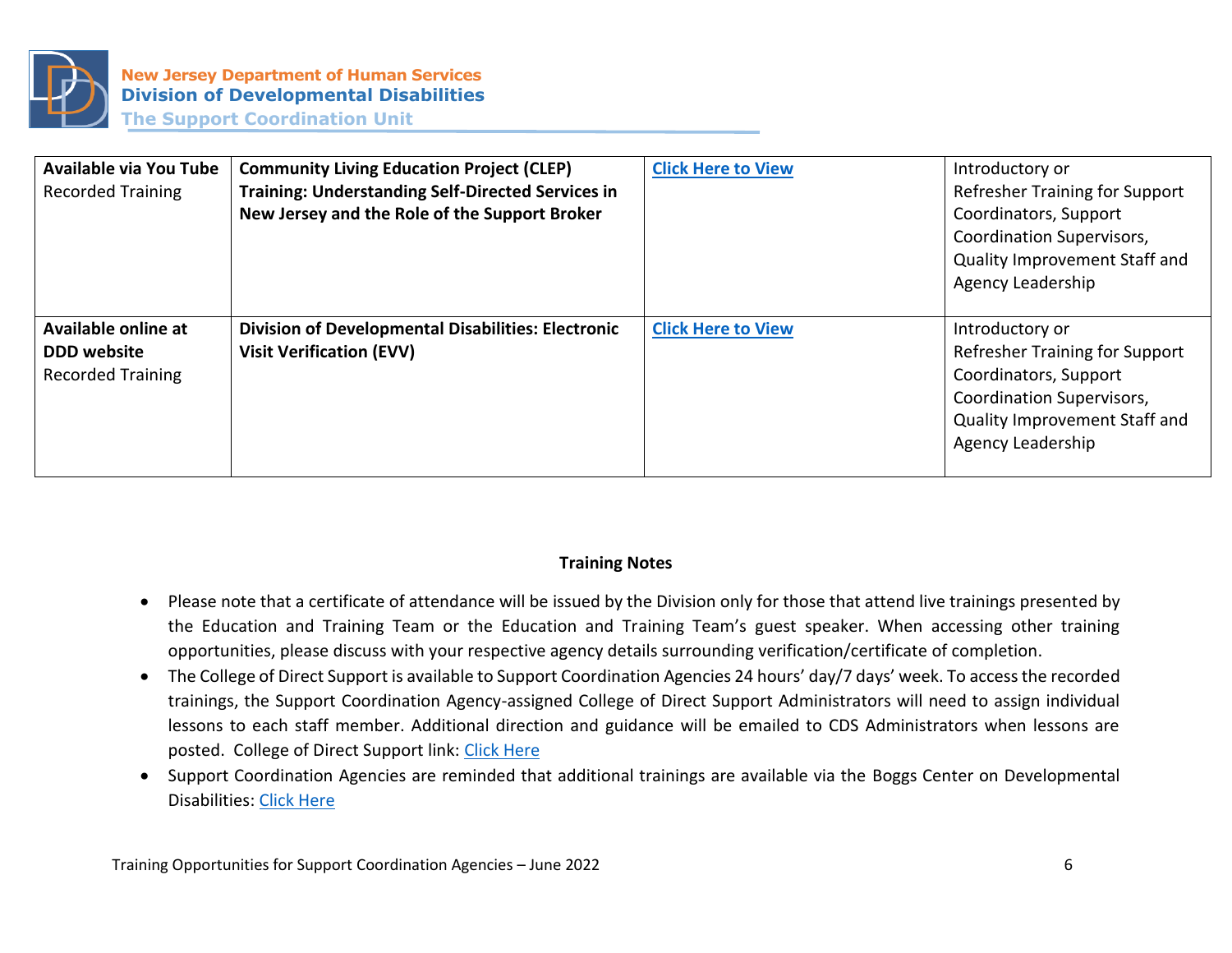| | | | |
|---|---|---|---|
| **Available via You Tube** Recorded Training | **Community Living Education Project (CLEP) Training: Understanding Self-Directed Services in New Jersey and the Role of the Support Broker** | **Click Here to View** | Introductory or Refresher Training for Support Coordinators, Support Coordination Supervisors, Quality Improvement Staff and Agency Leadership |
| **Available online at DDD website** Recorded Training | **Division of Developmental Disabilities: Electronic Visit Verification (EVV)** | **Click Here to View** | Introductory or Refresher Training for Support Coordinators, Support Coordination Supervisors, Quality Improvement Staff and Agency Leadership |

**Training Notes**

- Please note that a certificate of attendance will be issued by the Division only for those that attend live trainings presented by the Education and Training Team or the Education and Training Team's guest speaker. When accessing other training opportunities, please discuss with your respective agency details surrounding verification/certificate of completion.
- The College of Direct Support is available to Support Coordination Agencies 24 hours' day/7 days' week. To access the recorded trainings, the Support Coordination Agency-assigned College of Direct Support Administrators will need to assign individual lessons to each staff member. Additional direction and guidance will be emailed to CDS Administrators when lessons are posted. College of Direct Support link: Click Here
- Support Coordination Agencies are reminded that additional trainings are available via the Boggs Center on Developmental Disabilities: Click Here